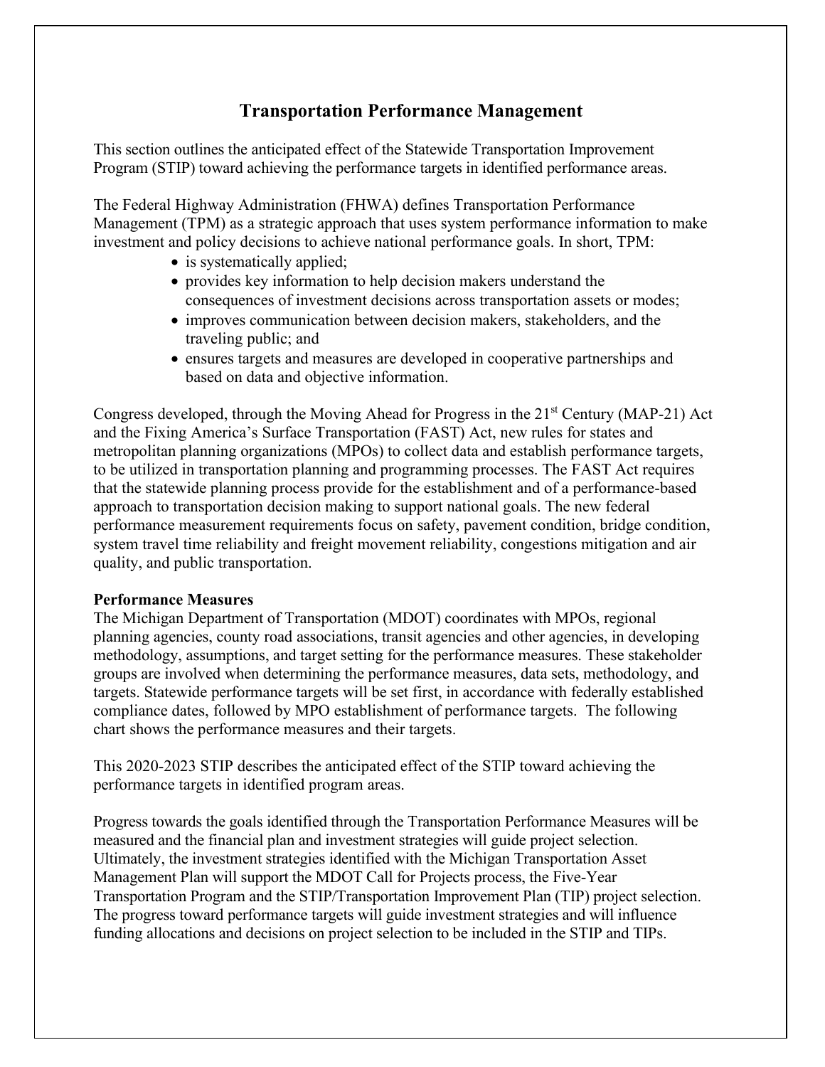# Transportation Performance Management

This section outlines the anticipated effect of the Statewide Transportation Improvement Program (STIP) toward achieving the performance targets in identified performance areas.

The Federal Highway Administration (FHWA) defines Transportation Performance Management (TPM) as a strategic approach that uses system performance information to make investment and policy decisions to achieve national performance goals. In short, TPM:

- is systematically applied;
- provides key information to help decision makers understand the consequences of investment decisions across transportation assets or modes;
- improves communication between decision makers, stakeholders, and the traveling public; and
- ensures targets and measures are developed in cooperative partnerships and based on data and objective information.

Congress developed, through the Moving Ahead for Progress in the 21st Century (MAP-21) Act and the Fixing America's Surface Transportation (FAST) Act, new rules for states and metropolitan planning organizations (MPOs) to collect data and establish performance targets, to be utilized in transportation planning and programming processes. The FAST Act requires that the statewide planning process provide for the establishment and of a performance-based approach to transportation decision making to support national goals. The new federal performance measurement requirements focus on safety, pavement condition, bridge condition, system travel time reliability and freight movement reliability, congestions mitigation and air quality, and public transportation.

**Performance Measures**

The Michigan Department of Transportation (MDOT) coordinates with MPOs, regional planning agencies, county road associations, transit agencies and other agencies, in developing methodology, assumptions, and target setting for the performance measures. These stakeholder groups are involved when determining the performance measures, data sets, methodology, and targets. Statewide performance targets will be set first, in accordance with federally established compliance dates, followed by MPO establishment of performance targets. The following chart shows the performance measures and their targets.

This 2020-2023 STIP describes the anticipated effect of the STIP toward achieving the performance targets in identified program areas.

Progress towards the goals identified through the Transportation Performance Measures will be measured and the financial plan and investment strategies will guide project selection. Ultimately, the investment strategies identified with the Michigan Transportation Asset Management Plan will support the MDOT Call for Projects process, the Five-Year Transportation Program and the STIP/Transportation Improvement Plan (TIP) project selection. The progress toward performance targets will guide investment strategies and will influence funding allocations and decisions on project selection to be included in the STIP and TIPs.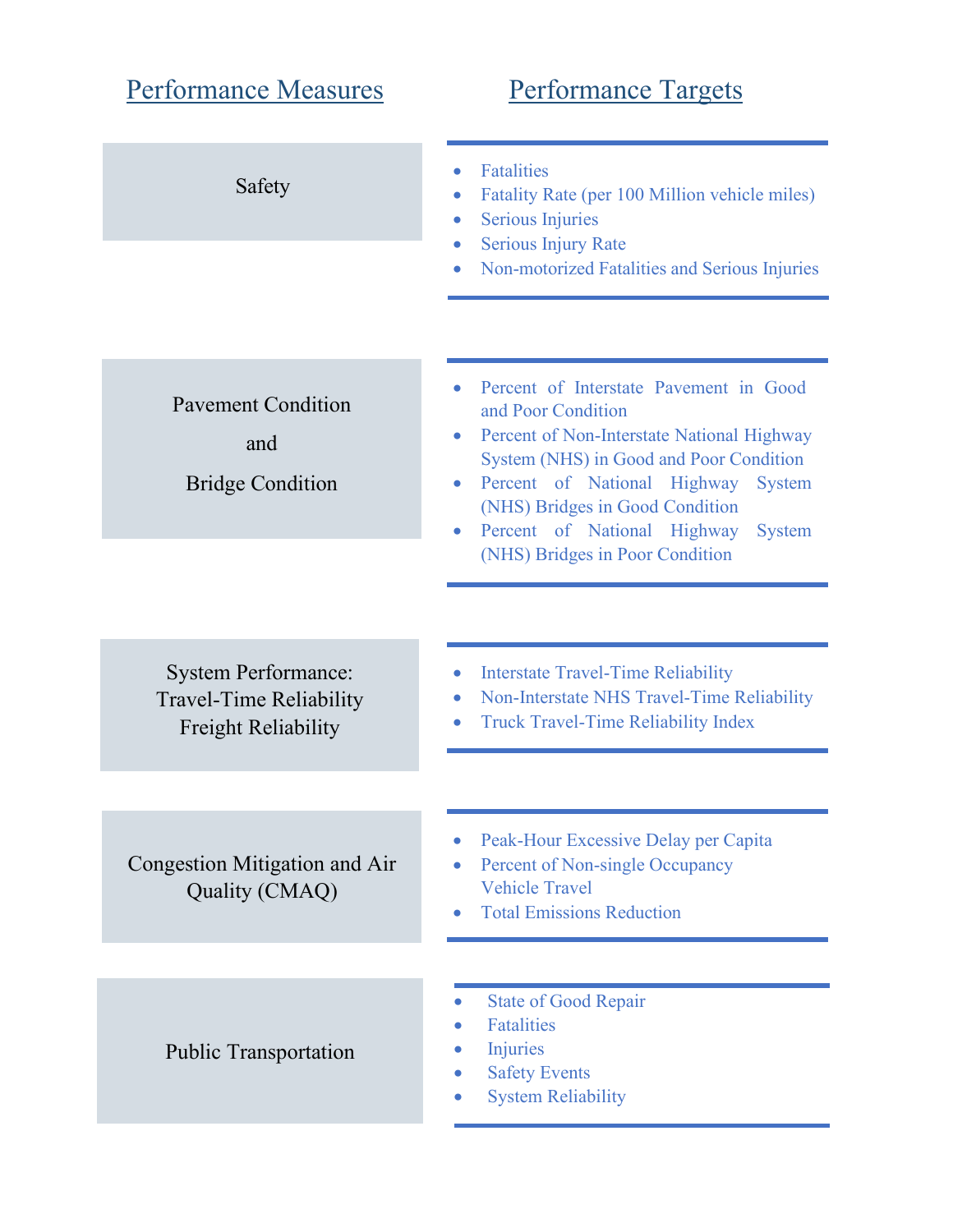| Performance Measures | Performance Targets |
| --- | --- |
| Safety | • Fatalities<br>• Fatality Rate (per 100 Million vehicle miles)<br>• Serious Injuries<br>• Serious Injury Rate<br>• Non-motorized Fatalities and Serious Injuries |
| Pavement Condition and Bridge Condition | • Percent of Interstate Pavement in Good and Poor Condition<br>• Percent of Non-Interstate National Highway System (NHS) in Good and Poor Condition<br>• Percent of National Highway System (NHS) Bridges in Good Condition<br>• Percent of National Highway System (NHS) Bridges in Poor Condition |
| System Performance: Travel-Time Reliability Freight Reliability | • Interstate Travel-Time Reliability<br>• Non-Interstate NHS Travel-Time Reliability<br>• Truck Travel-Time Reliability Index |
| Congestion Mitigation and Air Quality (CMAQ) | • Peak-Hour Excessive Delay per Capita<br>• Percent of Non-single Occupancy Vehicle Travel<br>• Total Emissions Reduction |
| Public Transportation | • State of Good Repair<br>• Fatalities<br>• Injuries<br>• Safety Events<br>• System Reliability |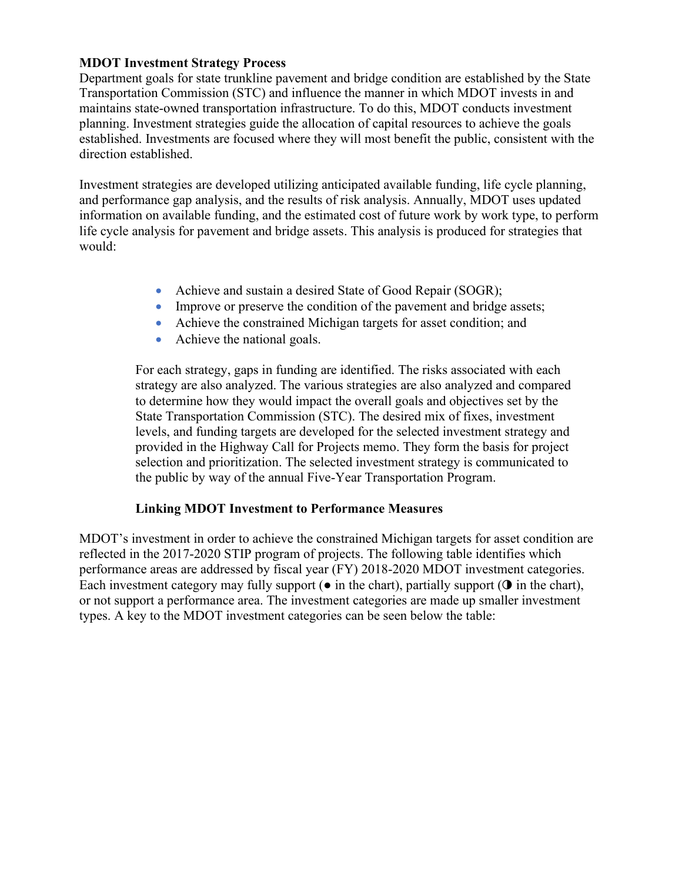**MDOT Investment Strategy Process**

Department goals for state trunkline pavement and bridge condition are established by the State Transportation Commission (STC) and influence the manner in which MDOT invests in and maintains state-owned transportation infrastructure. To do this, MDOT conducts investment planning. Investment strategies guide the allocation of capital resources to achieve the goals established. Investments are focused where they will most benefit the public, consistent with the direction established.

Investment strategies are developed utilizing anticipated available funding, life cycle planning, and performance gap analysis, and the results of risk analysis. Annually, MDOT uses updated information on available funding, and the estimated cost of future work by work type, to perform life cycle analysis for pavement and bridge assets. This analysis is produced for strategies that would:

- Achieve and sustain a desired State of Good Repair (SOGR);
- Improve or preserve the condition of the pavement and bridge assets;
- Achieve the constrained Michigan targets for asset condition; and
- Achieve the national goals.

For each strategy, gaps in funding are identified. The risks associated with each strategy are also analyzed. The various strategies are also analyzed and compared to determine how they would impact the overall goals and objectives set by the State Transportation Commission (STC). The desired mix of fixes, investment levels, and funding targets are developed for the selected investment strategy and provided in the Highway Call for Projects memo. They form the basis for project selection and prioritization. The selected investment strategy is communicated to the public by way of the annual Five-Year Transportation Program.

**Linking MDOT Investment to Performance Measures**

MDOT's investment in order to achieve the constrained Michigan targets for asset condition are reflected in the 2017-2020 STIP program of projects. The following table identifies which performance areas are addressed by fiscal year (FY) 2018-2020 MDOT investment categories. Each investment category may fully support (● in the chart), partially support (◑ in the chart), or not support a performance area. The investment categories are made up smaller investment types. A key to the MDOT investment categories can be seen below the table: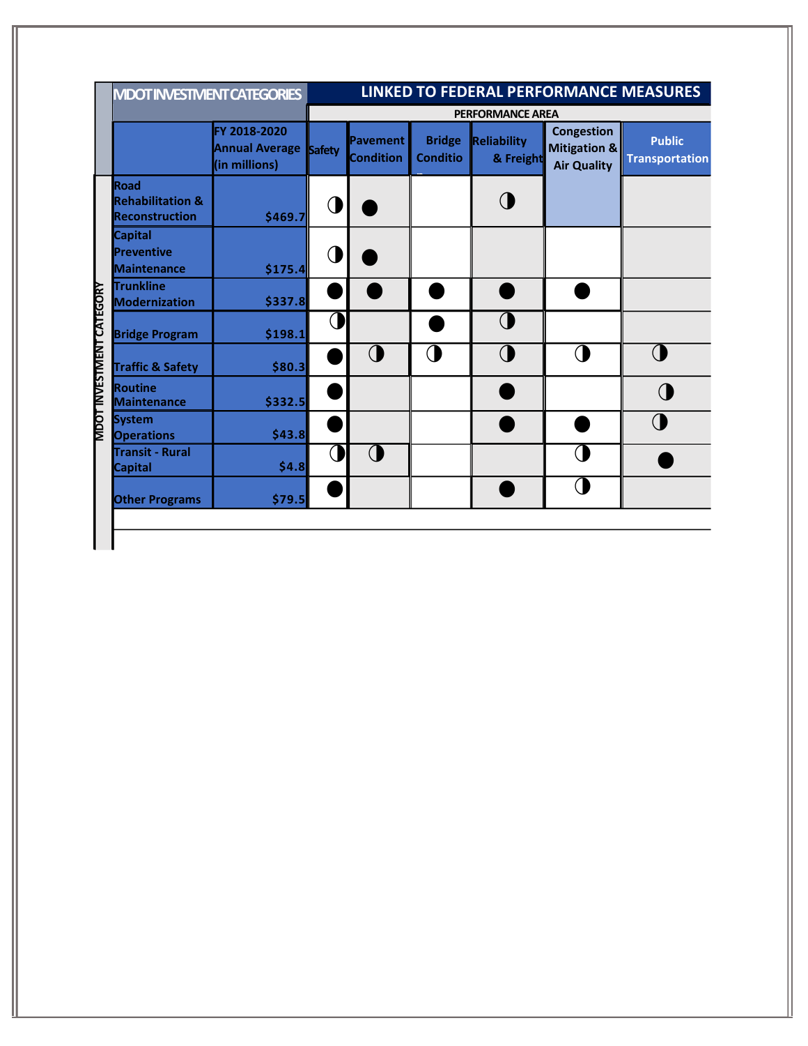| MDOT INVESTMENT CATEGORIES | | LINKED TO FEDERAL PERFORMANCE MEASURES | | | | | |
|---|---|---|---|---|---|---|---|
| | | PERFORMANCE AREA | | | | | |
| | FY 2018-2020 Annual Average (in millions) | Safety | Pavement Condition | Bridge Condition | Reliability & Freight | Congestion Mitigation & Air Quality | Public Transportation |
| Road Rehabilitation & Reconstruction | $469.7 | ◑ | ● | | ◑ | | |
| Capital Preventive Maintenance | $175.4 | ◑ | ● | | | | |
| Trunkline Modernization | $337.8 | ● | ● | ● | ● | ● | |
| Bridge Program | $198.1 | ◑ | | ● | ◑ | | |
| Traffic & Safety | $80.3 | ● | ◑ | ◑ | ◑ | ◑ | ◑ |
| Routine Maintenance | $332.5 | ● | | | ● | | ◑ |
| System Operations | $43.8 | ● | | | ● | ● | ◑ |
| Transit - Rural Capital | $4.8 | ◑ | ◑ | | | ◑ | ● |
| Other Programs | $79.5 | ● | | | ● | ◑ | |

MDOT INVESTMENT CATEGORY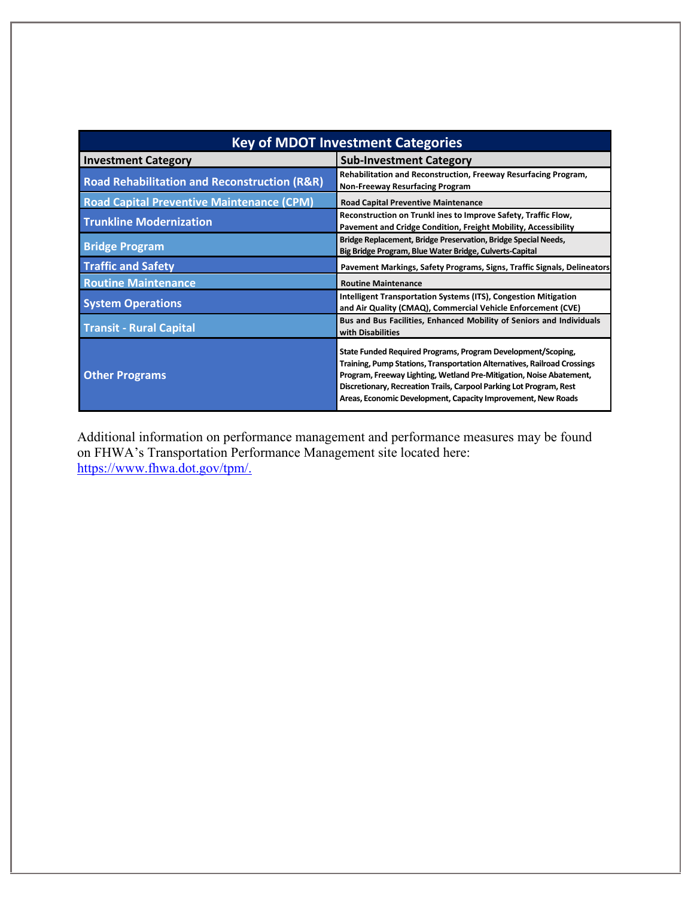| Key of MDOT Investment Categories | |
|---|---|
| **Investment Category** | **Sub-Investment Category** |
| Road Rehabilitation and Reconstruction (R&R) | Rehabilitation and Reconstruction, Freeway Resurfacing Program, Non-Freeway Resurfacing Program |
| Road Capital Preventive Maintenance (CPM) | Road Capital Preventive Maintenance |
| Trunkline Modernization | Reconstruction on Trunkl ines to Improve Safety, Traffic Flow, Pavement and Cridge Condition, Freight Mobility, Accessibility |
| Bridge Program | Bridge Replacement, Bridge Preservation, Bridge Special Needs, Big Bridge Program, Blue Water Bridge, Culverts-Capital |
| Traffic and Safety | Pavement Markings, Safety Programs, Signs, Traffic Signals, Delineators |
| Routine Maintenance | Routine Maintenance |
| System Operations | Intelligent Transportation Systems (ITS), Congestion Mitigation and Air Quality (CMAQ), Commercial Vehicle Enforcement (CVE) |
| Transit - Rural Capital | Bus and Bus Facilities, Enhanced Mobility of Seniors and Individuals with Disabilities |
| Other Programs | State Funded Required Programs, Program Development/Scoping, Training, Pump Stations, Transportation Alternatives, Railroad Crossings Program, Freeway Lighting, Wetland Pre-Mitigation, Noise Abatement, Discretionary, Recreation Trails, Carpool Parking Lot Program, Rest Areas, Economic Development, Capacity Improvement, New Roads |

Additional information on performance management and performance measures may be found on FHWA's Transportation Performance Management site located here: https://www.fhwa.dot.gov/tpm/.